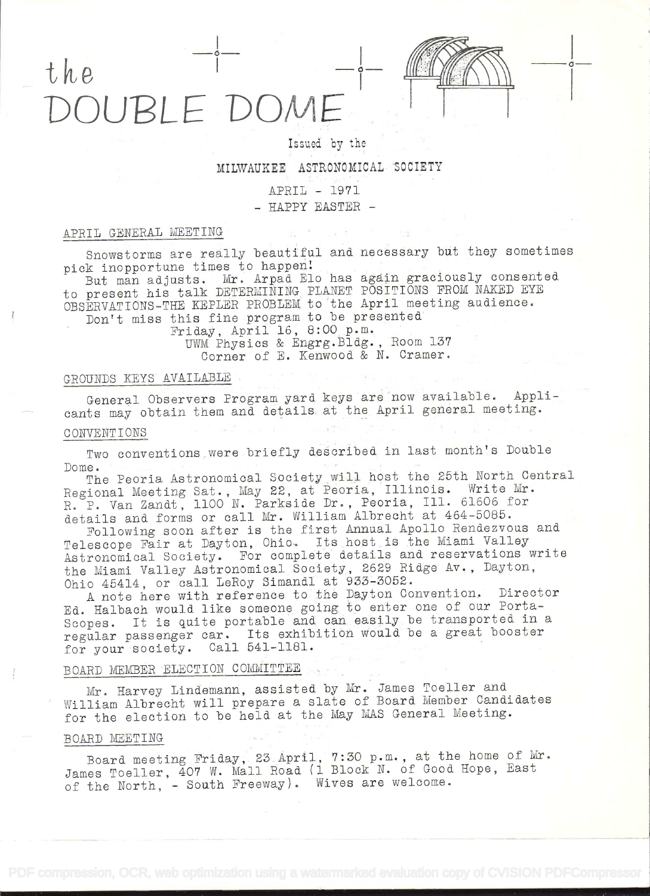# the DOUBLE DOME

Issued by the

MILWAUKEE ASTRONOMICAL SOCIETY

APRIL - 1971

- HAPPY EASTER -

## APRIL GENERAL MEETING

Snowstorms are really beautiful and necessary but they sometimes pick inopportune times to happen!

But man adjusts. Mr. Arpad Elo has again graciously consented to present his talk DETERMINING PLANET POSITIONS FROM NAKED EYE OBSERVATIONS-THE KEPLER PROBLEM to the April meeting audience.

Don't miss this fine program to be presented

Friday, April 16, 8:00 p.m.
UWM Physics & Engrg.Bldg., Room 137
Corner of E. Kenwood & N. Cramer.

## GROUNDS KEYS AVAILABLE

General Observers Program yard keys are now available. Applicants may obtain them and details at the April general meeting.

## CONVENTIONS

Two conventions were briefly described in last month's Double Dome.

The Peoria Astronomical Society will host the 25th North Central Regional Meeting Sat., May 22, at Peoria, Illinois. Write Mr. R. P. Van Zandt, 1100 N. Parkside Dr., Peoria, Ill. 61606 for details and forms or call Mr. William Albrecht at 464-5085.

Following soon after is the first Annual Apollo Rendezvous and Telescope Fair at Dayton, Ohio. Its host is the Miami Valley Astronomical Society. For complete details and reservations write the Miami Valley Astronomical Society, 2629 Ridge Av., Dayton, Ohio 45414, or call LeRoy Simandl at 933-3052.

A note here with reference to the Dayton Convention. Director Ed. Halbach would like someone going to enter one of our Porta-Scopes. It is quite portable and can easily be transported in a regular passenger car. Its exhibition would be a great booster for your society. Call 541-1181.

## BOARD MEMBER ELECTION COMMITTEE

Mr. Harvey Lindemann, assisted by Mr. James Toeller and William Albrecht will prepare a slate of Board Member Candidates for the election to be held at the May MAS General Meeting.

## BOARD MEETING

Board meeting Friday, 23 April, 7:30 p.m., at the home of Mr. James Toeller, 407 W. Mall Road (1 Block N. of Good Hope, East of the North, - South Freeway). Wives are welcome.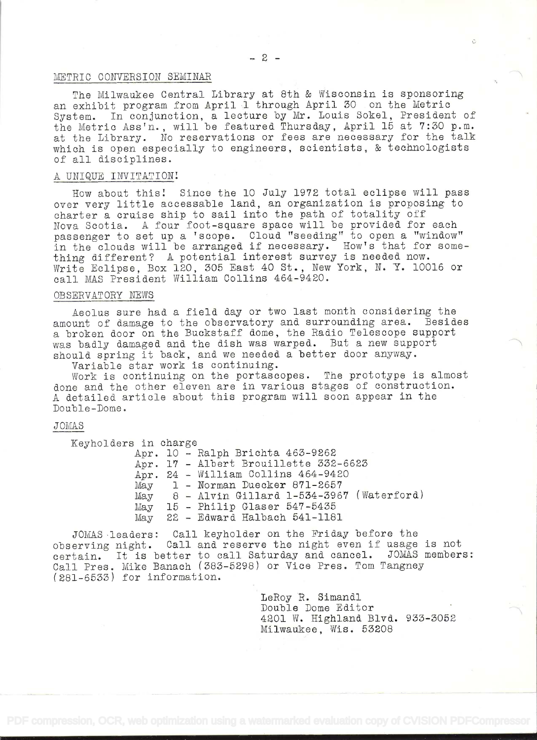## METRIC CONVERSION SEMINAR

The Milwaukee Central Library at 8th & Wisconsin is sponsoring an exhibit program from April 1 through April 30 on the Metric System. In conjunction, a lecture by Mr. Louis Sokel, President of the Metric Ass'n., will be featured Thursday, April 15 at 7:30 p.m. at the Library. No reservations or fees are necessary for the talk which is open especially to engineers, scientists, & technologists of all disciplines.

## A UNIQUE INVITATION!

How about this! Since the 10 July 1972 total eclipse will pass over very little accessable land, an organization is proposing to charter a cruise ship to sail into the path of totality off Nova Scotia. A four foot-square space will be provided for each passenger to set up a 'scope. Cloud "seeding" to open a "window" in the clouds will be arranged if necessary. How's that for something different? A potential interest survey is needed now. Write Eclipse, Box 120, 305 East 40 St., New York, N. Y. 10016 or call MAS President William Collins 464-9420.

## OBSERVATORY NEWS

Aeolus sure had a field day or two last month considering the amount of damage to the observatory and surrounding area. Besides a broken door on the Buckstaff dome, the Radio Telescope support was badly damaged and the dish was warped. But a new support should spring it back, and we needed a better door anyway.

Variable star work is continuing.

Work is continuing on the portascopes. The prototype is almost done and the other eleven are in various stages of construction. A detailed article about this program will soon appear in the Double-Dome.

## JOMAS

Keyholders in charge

- Apr. 10 - Ralph Brichta 463-9262
- Apr. 17 - Albert Brouillette 332-6623
- Apr. 24 - William Collins 464-9420
- May 1 - Norman Duecker 871-2657
- May 8 - Alvin Gillard 1-534-3967 (Waterford)
- May 15 - Philip Glaser 547-5435
- May 22 - Edward Halbach 541-1181

JOMAS leaders: Call keyholder on the Friday before the observing night. Call and reserve the night even if usage is not certain. It is better to call Saturday and cancel. JOMAS members: Call Pres. Mike Banach (383-5298) or Vice Pres. Tom Tangney (281-6533) for information.

LeRoy R. Simandl
Double Dome Editor
4201 W. Highland Blvd. 933-3052
Milwaukee, Wis. 53208